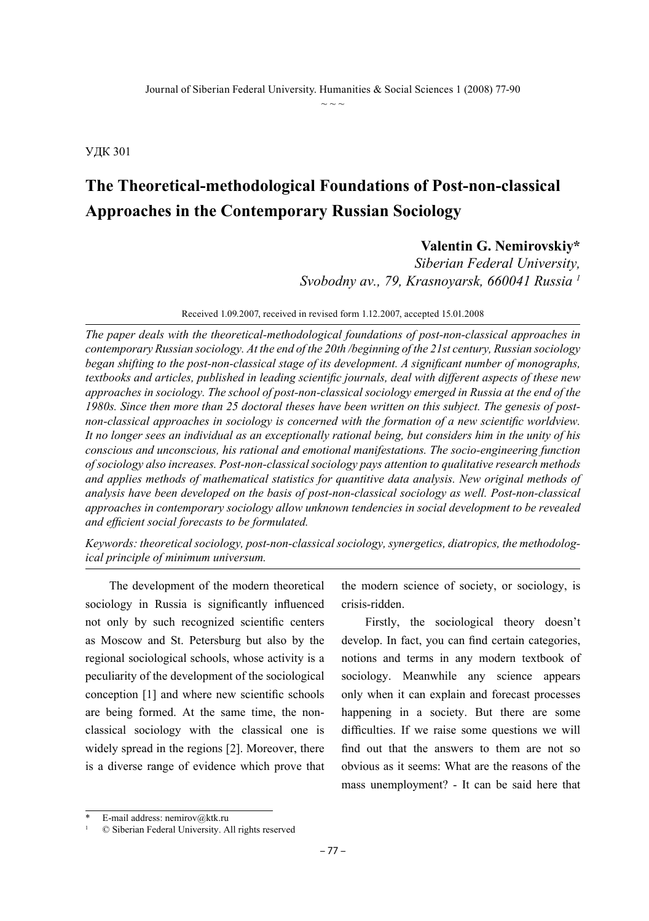УДК 301

# The Theoretical-methodological Foundations of Post-non-classical Approaches in the Contemporary Russian Sociology

**Valentin G. Nemirovskiy***
*Siberian Federal University,*
*Svobodny av., 79, Krasnoyarsk, 660041 Russia* [1]

Received 1.09.2007, received in revised form 1.12.2007, accepted 15.01.2008

*The paper deals with the theoretical-methodological foundations of post-non-classical approaches in contemporary Russian sociology. At the end of the 20th /beginning of the 21st century, Russian sociology began shifting to the post-non-classical stage of its development. A significant number of monographs, textbooks and articles, published in leading scientific journals, deal with different aspects of these new approaches in sociology. The school of post-non-classical sociology emerged in Russia at the end of the 1980s. Since then more than 25 doctoral theses have been written on this subject. The genesis of post-non-classical approaches in sociology is concerned with the formation of a new scientific worldview. It no longer sees an individual as an exceptionally rational being, but considers him in the unity of his conscious and unconscious, his rational and emotional manifestations. The socio-engineering function of sociology also increases. Post-non-classical sociology pays attention to qualitative research methods and applies methods of mathematical statistics for quantitive data analysis. New original methods of analysis have been developed on the basis of post-non-classical sociology as well. Post-non-classical approaches in contemporary sociology allow unknown tendencies in social development to be revealed and efficient social forecasts to be formulated.*

*Keywords: theoretical sociology, post-non-classical sociology, synergetics, diatropics, the methodological principle of minimum universum.*

The development of the modern theoretical sociology in Russia is significantly influenced not only by such recognized scientific centers as Moscow and St. Petersburg but also by the regional sociological schools, whose activity is a peculiarity of the development of the sociological conception [1] and where new scientific schools are being formed. At the same time, the non-classical sociology with the classical one is widely spread in the regions [2]. Moreover, there is a diverse range of evidence which prove that the modern science of society, or sociology, is crisis-ridden.

Firstly, the sociological theory doesn't develop. In fact, you can find certain categories, notions and terms in any modern textbook of sociology. Meanwhile any science appears only when it can explain and forecast processes happening in a society. But there are some difficulties. If we raise some questions we will find out that the answers to them are not so obvious as it seems: What are the reasons of the mass unemployment? - It can be said here that

\* E-mail address: nemirov@ktk.ru

[1] © Siberian Federal University. All rights reserved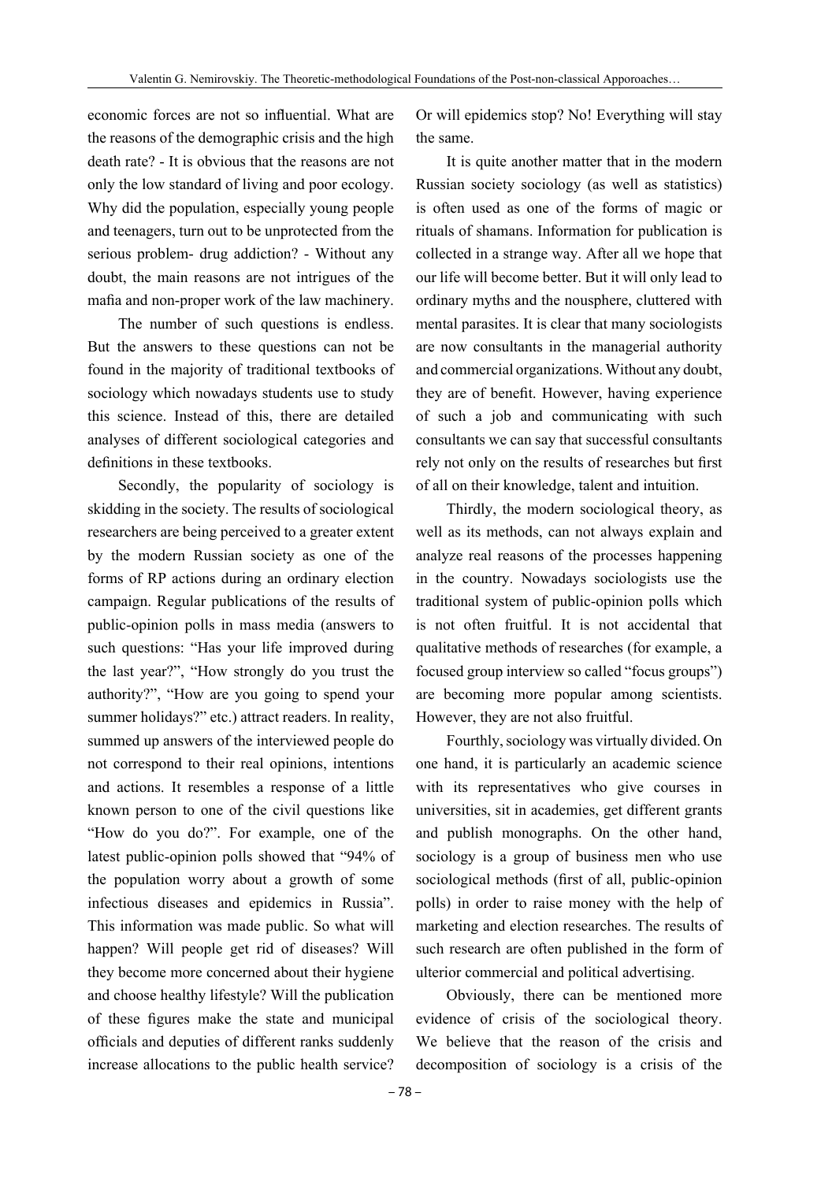economic forces are not so influential. What are the reasons of the demographic crisis and the high death rate? - It is obvious that the reasons are not only the low standard of living and poor ecology. Why did the population, especially young people and teenagers, turn out to be unprotected from the serious problem- drug addiction? - Without any doubt, the main reasons are not intrigues of the mafia and non-proper work of the law machinery.

The number of such questions is endless. But the answers to these questions can not be found in the majority of traditional textbooks of sociology which nowadays students use to study this science. Instead of this, there are detailed analyses of different sociological categories and definitions in these textbooks.

Secondly, the popularity of sociology is skidding in the society. The results of sociological researchers are being perceived to a greater extent by the modern Russian society as one of the forms of RP actions during an ordinary election campaign. Regular publications of the results of public-opinion polls in mass media (answers to such questions: "Has your life improved during the last year?", "How strongly do you trust the authority?", "How are you going to spend your summer holidays?" etc.) attract readers. In reality, summed up answers of the interviewed people do not correspond to their real opinions, intentions and actions. It resembles a response of a little known person to one of the civil questions like "How do you do?". For example, one of the latest public-opinion polls showed that "94% of the population worry about a growth of some infectious diseases and epidemics in Russia". This information was made public. So what will happen? Will people get rid of diseases? Will they become more concerned about their hygiene and choose healthy lifestyle? Will the publication of these figures make the state and municipal officials and deputies of different ranks suddenly increase allocations to the public health service? Or will epidemics stop? No! Everything will stay the same.

It is quite another matter that in the modern Russian society sociology (as well as statistics) is often used as one of the forms of magic or rituals of shamans. Information for publication is collected in a strange way. After all we hope that our life will become better. But it will only lead to ordinary myths and the nousphere, cluttered with mental parasites. It is clear that many sociologists are now consultants in the managerial authority and commercial organizations. Without any doubt, they are of benefit. However, having experience of such a job and communicating with such consultants we can say that successful consultants rely not only on the results of researches but first of all on their knowledge, talent and intuition.

Thirdly, the modern sociological theory, as well as its methods, can not always explain and analyze real reasons of the processes happening in the country. Nowadays sociologists use the traditional system of public-opinion polls which is not often fruitful. It is not accidental that qualitative methods of researches (for example, a focused group interview so called "focus groups") are becoming more popular among scientists. However, they are not also fruitful.

Fourthly, sociology was virtually divided. On one hand, it is particularly an academic science with its representatives who give courses in universities, sit in academies, get different grants and publish monographs. On the other hand, sociology is a group of business men who use sociological methods (first of all, public-opinion polls) in order to raise money with the help of marketing and election researches. The results of such research are often published in the form of ulterior commercial and political advertising.

Obviously, there can be mentioned more evidence of crisis of the sociological theory. We believe that the reason of the crisis and decomposition of sociology is a crisis of the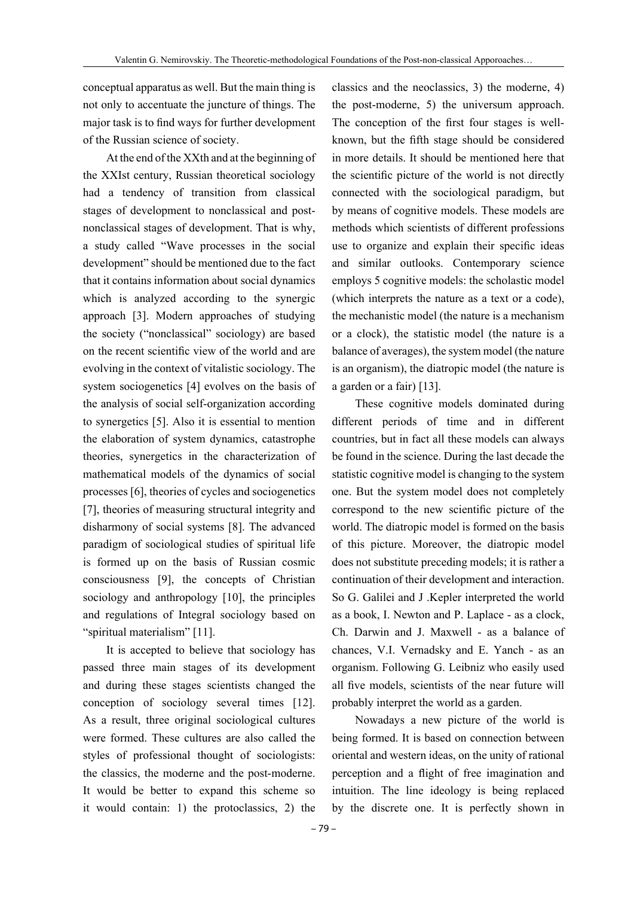conceptual apparatus as well. But the main thing is not only to accentuate the juncture of things. The major task is to find ways for further development of the Russian science of society.

At the end of the XXth and at the beginning of the XXIst century, Russian theoretical sociology had a tendency of transition from classical stages of development to nonclassical and post-nonclassical stages of development. That is why, a study called "Wave processes in the social development" should be mentioned due to the fact that it contains information about social dynamics which is analyzed according to the synergic approach [3]. Modern approaches of studying the society ("nonclassical" sociology) are based on the recent scientific view of the world and are evolving in the context of vitalistic sociology. The system sociogenetics [4] evolves on the basis of the analysis of social self-organization according to synergetics [5]. Also it is essential to mention the elaboration of system dynamics, catastrophe theories, synergetics in the characterization of mathematical models of the dynamics of social processes [6], theories of cycles and sociogenetics [7], theories of measuring structural integrity and disharmony of social systems [8]. The advanced paradigm of sociological studies of spiritual life is formed up on the basis of Russian cosmic consciousness [9], the concepts of Christian sociology and anthropology [10], the principles and regulations of Integral sociology based on "spiritual materialism" [11].

It is accepted to believe that sociology has passed three main stages of its development and during these stages scientists changed the conception of sociology several times [12]. As a result, three original sociological cultures were formed. These cultures are also called the styles of professional thought of sociologists: the classics, the moderne and the post-moderne. It would be better to expand this scheme so it would contain: 1) the protoclassics, 2) the classics and the neoclassics, 3) the moderne, 4) the post-moderne, 5) the universum approach. The conception of the first four stages is well-known, but the fifth stage should be considered in more details. It should be mentioned here that the scientific picture of the world is not directly connected with the sociological paradigm, but by means of cognitive models. These models are methods which scientists of different professions use to organize and explain their specific ideas and similar outlooks. Contemporary science employs 5 cognitive models: the scholastic model (which interprets the nature as a text or a code), the mechanistic model (the nature is a mechanism or a clock), the statistic model (the nature is a balance of averages), the system model (the nature is an organism), the diatropic model (the nature is a garden or a fair) [13].

These cognitive models dominated during different periods of time and in different countries, but in fact all these models can always be found in the science. During the last decade the statistic cognitive model is changing to the system one. But the system model does not completely correspond to the new scientific picture of the world. The diatropic model is formed on the basis of this picture. Moreover, the diatropic model does not substitute preceding models; it is rather a continuation of their development and interaction. So G. Galilei and J .Kepler interpreted the world as a book, I. Newton and P. Laplace - as a clock, Ch. Darwin and J. Maxwell - as a balance of chances, V.I. Vernadsky and E. Yanch - as an organism. Following G. Leibniz who easily used all five models, scientists of the near future will probably interpret the world as a garden.

Nowadays a new picture of the world is being formed. It is based on connection between oriental and western ideas, on the unity of rational perception and a flight of free imagination and intuition. The line ideology is being replaced by the discrete one. It is perfectly shown in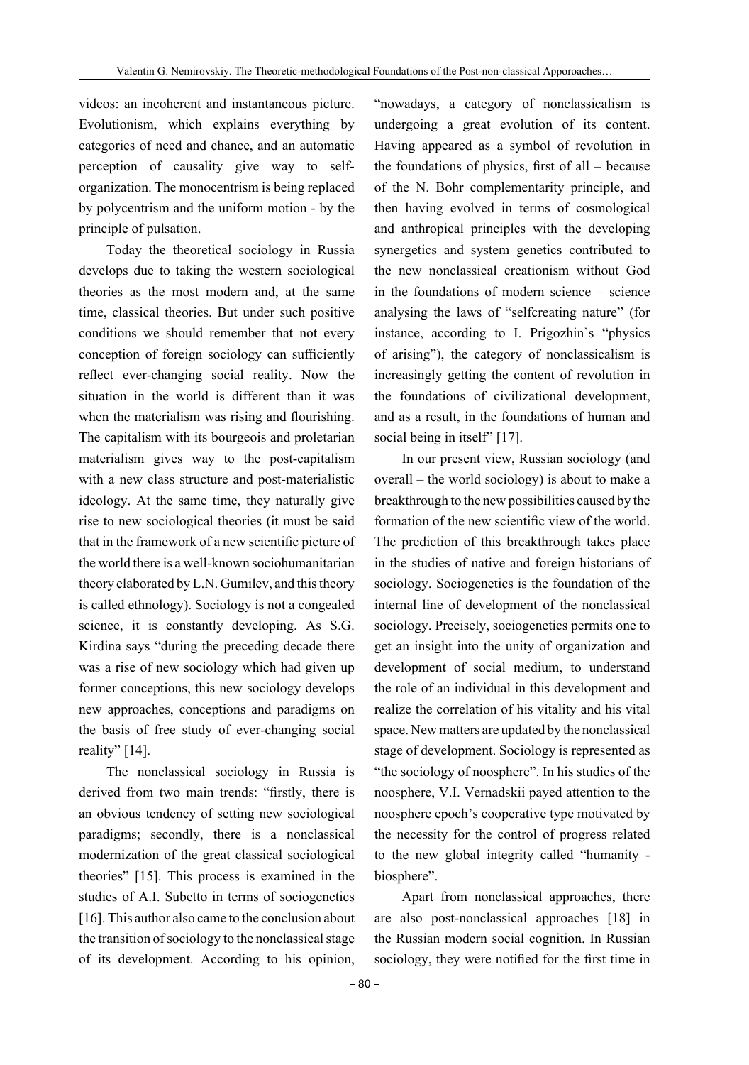videos: an incoherent and instantaneous picture. Evolutionism, which explains everything by categories of need and chance, and an automatic perception of causality give way to self-organization. The monocentrism is being replaced by polycentrism and the uniform motion - by the principle of pulsation.

Today the theoretical sociology in Russia develops due to taking the western sociological theories as the most modern and, at the same time, classical theories. But under such positive conditions we should remember that not every conception of foreign sociology can sufficiently reflect ever-changing social reality. Now the situation in the world is different than it was when the materialism was rising and flourishing. The capitalism with its bourgeois and proletarian materialism gives way to the post-capitalism with a new class structure and post-materialistic ideology. At the same time, they naturally give rise to new sociological theories (it must be said that in the framework of a new scientific picture of the world there is a well-known sociohumanitarian theory elaborated by L.N. Gumilev, and this theory is called ethnology). Sociology is not a congealed science, it is constantly developing. As S.G. Kirdina says "during the preceding decade there was a rise of new sociology which had given up former conceptions, this new sociology develops new approaches, conceptions and paradigms on the basis of free study of ever-changing social reality" [14].

The nonclassical sociology in Russia is derived from two main trends: "firstly, there is an obvious tendency of setting new sociological paradigms; secondly, there is a nonclassical modernization of the great classical sociological theories" [15]. This process is examined in the studies of A.I. Subetto in terms of sociogenetics [16]. This author also came to the conclusion about the transition of sociology to the nonclassical stage of its development. According to his opinion, "nowadays, a category of nonclassicalism is undergoing a great evolution of its content. Having appeared as a symbol of revolution in the foundations of physics, first of all – because of the N. Bohr complementarity principle, and then having evolved in terms of cosmological and anthropical principles with the developing synergetics and system genetics contributed to the new nonclassical creationism without God in the foundations of modern science – science analysing the laws of "selfcreating nature" (for instance, according to I. Prigozhin`s "physics of arising"), the category of nonclassicalism is increasingly getting the content of revolution in the foundations of civilizational development, and as a result, in the foundations of human and social being in itself" [17].

In our present view, Russian sociology (and overall – the world sociology) is about to make a breakthrough to the new possibilities caused by the formation of the new scientific view of the world. The prediction of this breakthrough takes place in the studies of native and foreign historians of sociology. Sociogenetics is the foundation of the internal line of development of the nonclassical sociology. Precisely, sociogenetics permits one to get an insight into the unity of organization and development of social medium, to understand the role of an individual in this development and realize the correlation of his vitality and his vital space. New matters are updated by the nonclassical stage of development. Sociology is represented as "the sociology of noosphere". In his studies of the noosphere, V.I. Vernadskii payed attention to the noosphere epoch's cooperative type motivated by the necessity for the control of progress related to the new global integrity called "humanity - biosphere".

Apart from nonclassical approaches, there are also post-nonclassical approaches [18] in the Russian modern social cognition. In Russian sociology, they were notified for the first time in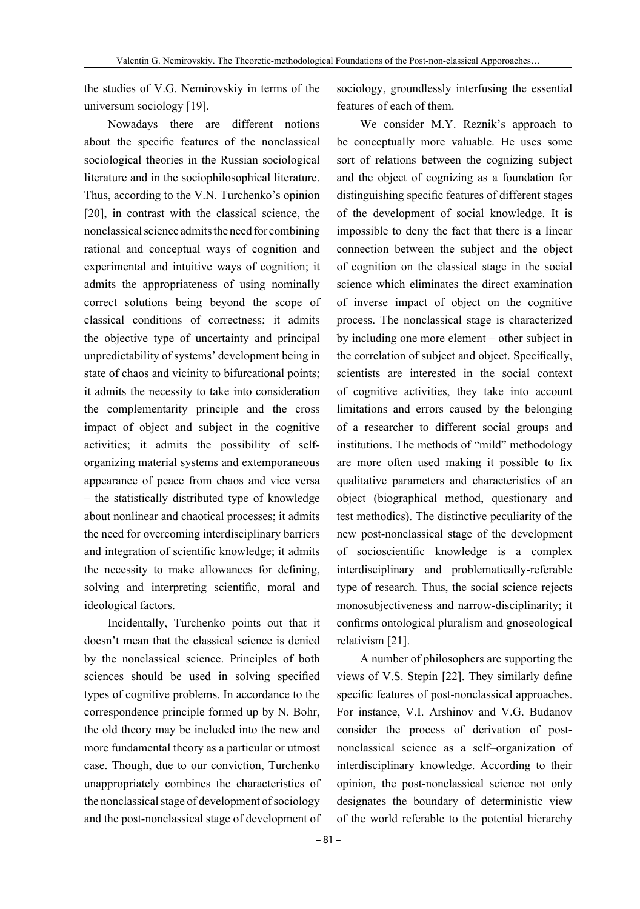the studies of V.G. Nemirovskiy in terms of the universum sociology [19].

Nowadays there are different notions about the specific features of the nonclassical sociological theories in the Russian sociological literature and in the sociophilosophical literature. Thus, according to the V.N. Turchenko's opinion [20], in contrast with the classical science, the nonclassical science admits the need for combining rational and conceptual ways of cognition and experimental and intuitive ways of cognition; it admits the appropriateness of using nominally correct solutions being beyond the scope of classical conditions of correctness; it admits the objective type of uncertainty and principal unpredictability of systems' development being in state of chaos and vicinity to bifurcational points; it admits the necessity to take into consideration the complementarity principle and the cross impact of object and subject in the cognitive activities; it admits the possibility of self-organizing material systems and extemporaneous appearance of peace from chaos and vice versa – the statistically distributed type of knowledge about nonlinear and chaotical processes; it admits the need for overcoming interdisciplinary barriers and integration of scientific knowledge; it admits the necessity to make allowances for defining, solving and interpreting scientific, moral and ideological factors.

Incidentally, Turchenko points out that it doesn't mean that the classical science is denied by the nonclassical science. Principles of both sciences should be used in solving specified types of cognitive problems. In accordance to the correspondence principle formed up by N. Bohr, the old theory may be included into the new and more fundamental theory as a particular or utmost case. Though, due to our conviction, Turchenko unappropriately combines the characteristics of the nonclassical stage of development of sociology and the post-nonclassical stage of development of sociology, groundlessly interfusing the essential features of each of them.

We consider M.Y. Reznik's approach to be conceptually more valuable. He uses some sort of relations between the cognizing subject and the object of cognizing as a foundation for distinguishing specific features of different stages of the development of social knowledge. It is impossible to deny the fact that there is a linear connection between the subject and the object of cognition on the classical stage in the social science which eliminates the direct examination of inverse impact of object on the cognitive process. The nonclassical stage is characterized by including one more element – other subject in the correlation of subject and object. Specifically, scientists are interested in the social context of cognitive activities, they take into account limitations and errors caused by the belonging of a researcher to different social groups and institutions. The methods of "mild" methodology are more often used making it possible to fix qualitative parameters and characteristics of an object (biographical method, questionary and test methodics). The distinctive peculiarity of the new post-nonclassical stage of the development of socioscientific knowledge is a complex interdisciplinary and problematically-referable type of research. Thus, the social science rejects monosubjectiveness and narrow-disciplinarity; it confirms ontological pluralism and gnoseological relativism [21].

A number of philosophers are supporting the views of V.S. Stepin [22]. They similarly define specific features of post-nonclassical approaches. For instance, V.I. Arshinov and V.G. Budanov consider the process of derivation of post-nonclassical science as a self–organization of interdisciplinary knowledge. According to their opinion, the post-nonclassical science not only designates the boundary of deterministic view of the world referable to the potential hierarchy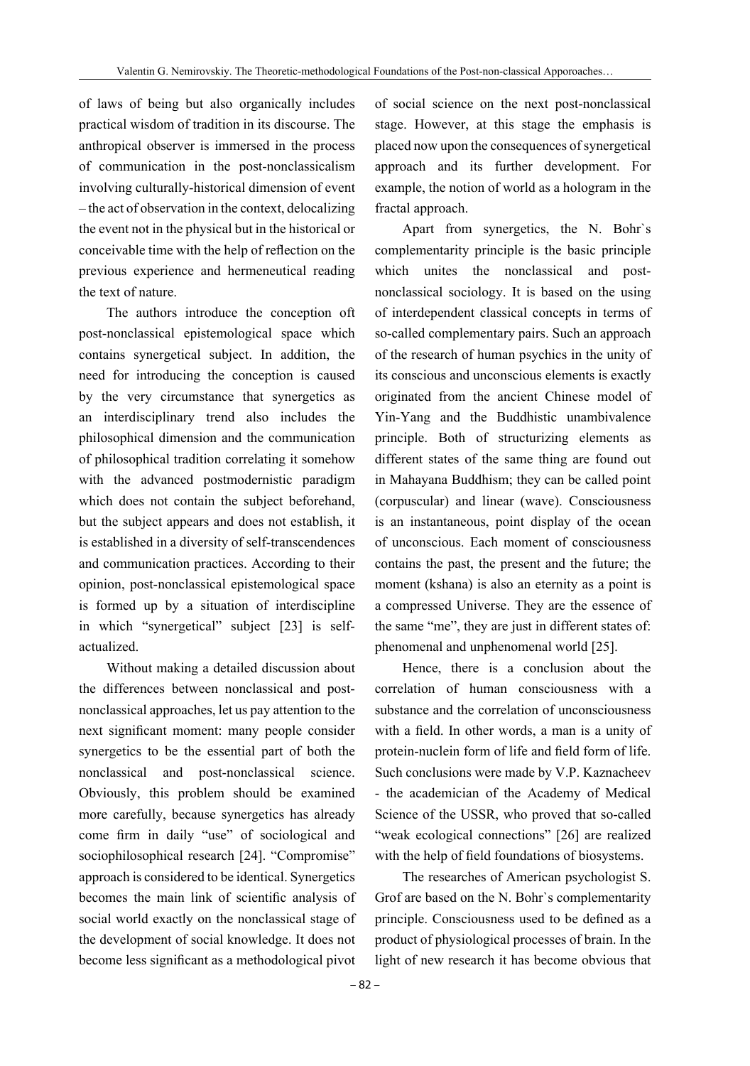of laws of being but also organically includes practical wisdom of tradition in its discourse. The anthropical observer is immersed in the process of communication in the post-nonclassicalism involving culturally-historical dimension of event – the act of observation in the context, delocalizing the event not in the physical but in the historical or conceivable time with the help of reflection on the previous experience and hermeneutical reading the text of nature.

The authors introduce the conception oft post-nonclassical epistemological space which contains synergetical subject. In addition, the need for introducing the conception is caused by the very circumstance that synergetics as an interdisciplinary trend also includes the philosophical dimension and the communication of philosophical tradition correlating it somehow with the advanced postmodernistic paradigm which does not contain the subject beforehand, but the subject appears and does not establish, it is established in a diversity of self-transcendences and communication practices. According to their opinion, post-nonclassical epistemological space is formed up by a situation of interdiscipline in which "synergetical" subject [23] is self-actualized.

Without making a detailed discussion about the differences between nonclassical and post-nonclassical approaches, let us pay attention to the next significant moment: many people consider synergetics to be the essential part of both the nonclassical and post-nonclassical science. Obviously, this problem should be examined more carefully, because synergetics has already come firm in daily "use" of sociological and sociophilosophical research [24]. "Compromise" approach is considered to be identical. Synergetics becomes the main link of scientific analysis of social world exactly on the nonclassical stage of the development of social knowledge. It does not become less significant as a methodological pivot of social science on the next post-nonclassical stage. However, at this stage the emphasis is placed now upon the consequences of synergetical approach and its further development. For example, the notion of world as a hologram in the fractal approach.

Apart from synergetics, the N. Bohr`s complementarity principle is the basic principle which unites the nonclassical and post-nonclassical sociology. It is based on the using of interdependent classical concepts in terms of so-called complementary pairs. Such an approach of the research of human psychics in the unity of its conscious and unconscious elements is exactly originated from the ancient Chinese model of Yin-Yang and the Buddhistic unambivalence principle. Both of structurizing elements as different states of the same thing are found out in Mahayana Buddhism; they can be called point (corpuscular) and linear (wave). Consciousness is an instantaneous, point display of the ocean of unconscious. Each moment of consciousness contains the past, the present and the future; the moment (kshana) is also an eternity as a point is a compressed Universe. They are the essence of the same "me", they are just in different states of: phenomenal and unphenomenal world [25].

Hence, there is a conclusion about the correlation of human consciousness with a substance and the correlation of unconsciousness with a field. In other words, a man is a unity of protein-nuclein form of life and field form of life. Such conclusions were made by V.P. Kaznacheev - the academician of the Academy of Medical Science of the USSR, who proved that so-called "weak ecological connections" [26] are realized with the help of field foundations of biosystems.

The researches of American psychologist S. Grof are based on the N. Bohr`s complementarity principle. Consciousness used to be defined as a product of physiological processes of brain. In the light of new research it has become obvious that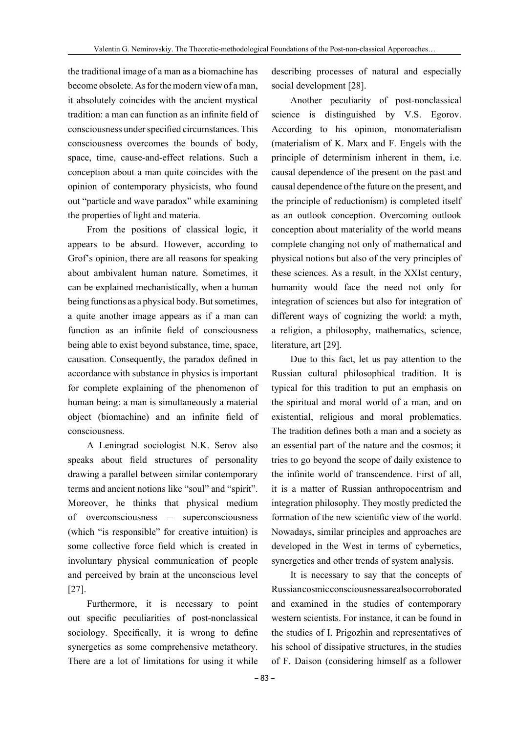the traditional image of a man as a biomachine has become obsolete. As for the modern view of a man, it absolutely coincides with the ancient mystical tradition: a man can function as an infinite field of consciousness under specified circumstances. This consciousness overcomes the bounds of body, space, time, cause-and-effect relations. Such a conception about a man quite coincides with the opinion of contemporary physicists, who found out "particle and wave paradox" while examining the properties of light and materia.

From the positions of classical logic, it appears to be absurd. However, according to Grof's opinion, there are all reasons for speaking about ambivalent human nature. Sometimes, it can be explained mechanistically, when a human being functions as a physical body. But sometimes, a quite another image appears as if a man can function as an infinite field of consciousness being able to exist beyond substance, time, space, causation. Consequently, the paradox defined in accordance with substance in physics is important for complete explaining of the phenomenon of human being: a man is simultaneously a material object (biomachine) and an infinite field of consciousness.

A Leningrad sociologist N.K. Serov also speaks about field structures of personality drawing a parallel between similar contemporary terms and ancient notions like "soul" and "spirit". Moreover, he thinks that physical medium of overconsciousness – superconsciousness (which "is responsible" for creative intuition) is some collective force field which is created in involuntary physical communication of people and perceived by brain at the unconscious level [27].

Furthermore, it is necessary to point out specific peculiarities of post-nonclassical sociology. Specifically, it is wrong to define synergetics as some comprehensive metatheory. There are a lot of limitations for using it while describing processes of natural and especially social development [28].

Another peculiarity of post-nonclassical science is distinguished by V.S. Egorov. According to his opinion, monomaterialism (materialism of K. Marx and F. Engels with the principle of determinism inherent in them, i.e. causal dependence of the present on the past and causal dependence of the future on the present, and the principle of reductionism) is completed itself as an outlook conception. Overcoming outlook conception about materiality of the world means complete changing not only of mathematical and physical notions but also of the very principles of these sciences. As a result, in the XXIst century, humanity would face the need not only for integration of sciences but also for integration of different ways of cognizing the world: a myth, a religion, a philosophy, mathematics, science, literature, art [29].

Due to this fact, let us pay attention to the Russian cultural philosophical tradition. It is typical for this tradition to put an emphasis on the spiritual and moral world of a man, and on existential, religious and moral problematics. The tradition defines both a man and a society as an essential part of the nature and the cosmos; it tries to go beyond the scope of daily existence to the infinite world of transcendence. First of all, it is a matter of Russian anthropocentrism and integration philosophy. They mostly predicted the formation of the new scientific view of the world. Nowadays, similar principles and approaches are developed in the West in terms of cybernetics, synergetics and other trends of system analysis.

It is necessary to say that the concepts of Russian cosmic consciousness are also corroborated and examined in the studies of contemporary western scientists. For instance, it can be found in the studies of I. Prigozhin and representatives of his school of dissipative structures, in the studies of F. Daison (considering himself as a follower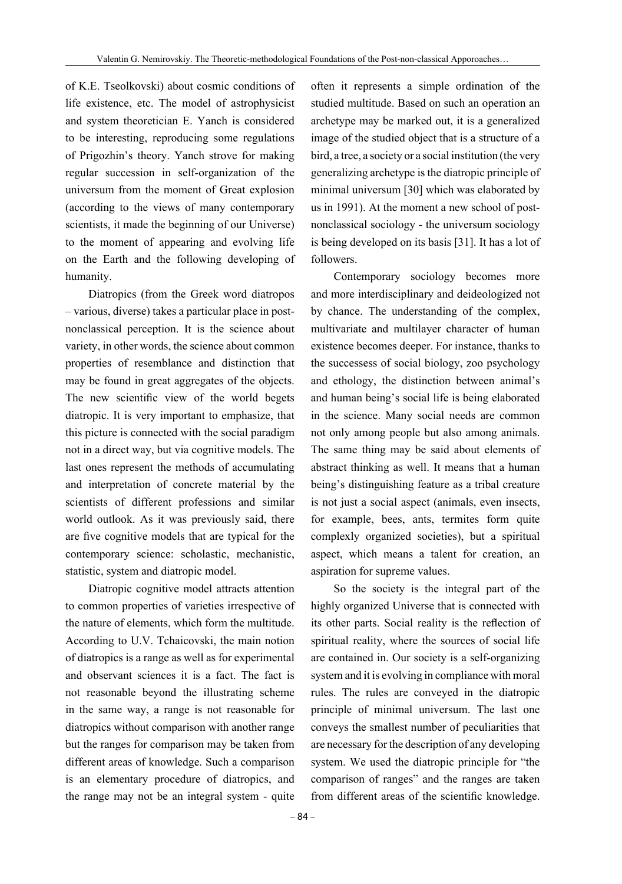of K.E. Tseolkovski) about cosmic conditions of life existence, etc. The model of astrophysicist and system theoretician E. Yanch is considered to be interesting, reproducing some regulations of Prigozhin's theory. Yanch strove for making regular succession in self-organization of the universum from the moment of Great explosion (according to the views of many contemporary scientists, it made the beginning of our Universe) to the moment of appearing and evolving life on the Earth and the following developing of humanity.

Diatropics (from the Greek word diatropos – various, diverse) takes a particular place in post-nonclassical perception. It is the science about variety, in other words, the science about common properties of resemblance and distinction that may be found in great aggregates of the objects. The new scientific view of the world begets diatropic. It is very important to emphasize, that this picture is connected with the social paradigm not in a direct way, but via cognitive models. The last ones represent the methods of accumulating and interpretation of concrete material by the scientists of different professions and similar world outlook. As it was previously said, there are five cognitive models that are typical for the contemporary science: scholastic, mechanistic, statistic, system and diatropic model.

Diatropic cognitive model attracts attention to common properties of varieties irrespective of the nature of elements, which form the multitude. According to U.V. Tchaicovski, the main notion of diatropics is a range as well as for experimental and observant sciences it is a fact. The fact is not reasonable beyond the illustrating scheme in the same way, a range is not reasonable for diatropics without comparison with another range but the ranges for comparison may be taken from different areas of knowledge. Such a comparison is an elementary procedure of diatropics, and the range may not be an integral system - quite often it represents a simple ordination of the studied multitude. Based on such an operation an archetype may be marked out, it is a generalized image of the studied object that is a structure of a bird, a tree, a society or a social institution (the very generalizing archetype is the diatropic principle of minimal universum [30] which was elaborated by us in 1991). At the moment a new school of post-nonclassical sociology - the universum sociology is being developed on its basis [31]. It has a lot of followers.

Contemporary sociology becomes more and more interdisciplinary and deideologized not by chance. The understanding of the complex, multivariate and multilayer character of human existence becomes deeper. For instance, thanks to the successess of social biology, zoo psychology and ethology, the distinction between animal's and human being's social life is being elaborated in the science. Many social needs are common not only among people but also among animals. The same thing may be said about elements of abstract thinking as well. It means that a human being's distinguishing feature as a tribal creature is not just a social aspect (animals, even insects, for example, bees, ants, termites form quite complexly organized societies), but a spiritual aspect, which means a talent for creation, an aspiration for supreme values.

So the society is the integral part of the highly organized Universe that is connected with its other parts. Social reality is the reflection of spiritual reality, where the sources of social life are contained in. Our society is a self-organizing system and it is evolving in compliance with moral rules. The rules are conveyed in the diatropic principle of minimal universum. The last one conveys the smallest number of peculiarities that are necessary for the description of any developing system. We used the diatropic principle for "the comparison of ranges" and the ranges are taken from different areas of the scientific knowledge.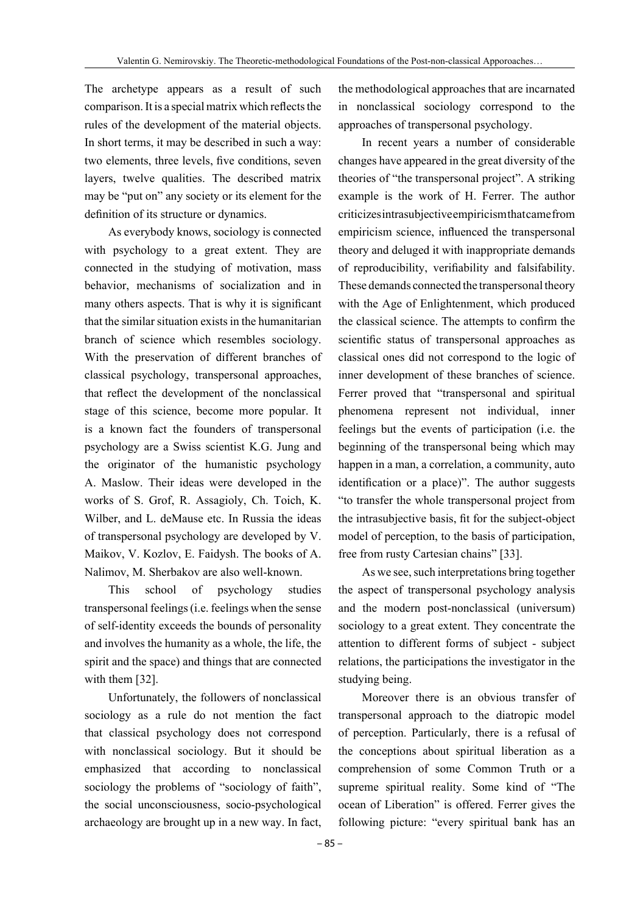The archetype appears as a result of such comparison. It is a special matrix which reflects the rules of the development of the material objects. In short terms, it may be described in such a way: two elements, three levels, five conditions, seven layers, twelve qualities. The described matrix may be "put on" any society or its element for the definition of its structure or dynamics.

As everybody knows, sociology is connected with psychology to a great extent. They are connected in the studying of motivation, mass behavior, mechanisms of socialization and in many others aspects. That is why it is significant that the similar situation exists in the humanitarian branch of science which resembles sociology. With the preservation of different branches of classical psychology, transpersonal approaches, that reflect the development of the nonclassical stage of this science, become more popular. It is a known fact the founders of transpersonal psychology are a Swiss scientist K.G. Jung and the originator of the humanistic psychology A. Maslow. Their ideas were developed in the works of S. Grof, R. Assagioly, Ch. Toich, K. Wilber, and L. deMause etc. In Russia the ideas of transpersonal psychology are developed by V. Maikov, V. Kozlov, E. Faidysh. The books of A. Nalimov, M. Sherbakov are also well-known.

This school of psychology studies transpersonal feelings (i.e. feelings when the sense of self-identity exceeds the bounds of personality and involves the humanity as a whole, the life, the spirit and the space) and things that are connected with them [32].

Unfortunately, the followers of nonclassical sociology as a rule do not mention the fact that classical psychology does not correspond with nonclassical sociology. But it should be emphasized that according to nonclassical sociology the problems of "sociology of faith", the social unconsciousness, socio-psychological archaeology are brought up in a new way. In fact, the methodological approaches that are incarnated in nonclassical sociology correspond to the approaches of transpersonal psychology.

In recent years a number of considerable changes have appeared in the great diversity of the theories of "the transpersonal project". A striking example is the work of H. Ferrer. The author criticizes intrasubjective empiricism that came from empiricism science, influenced the transpersonal theory and deluged it with inappropriate demands of reproducibility, verifiability and falsifiability. These demands connected the transpersonal theory with the Age of Enlightenment, which produced the classical science. The attempts to confirm the scientific status of transpersonal approaches as classical ones did not correspond to the logic of inner development of these branches of science. Ferrer proved that "transpersonal and spiritual phenomena represent not individual, inner feelings but the events of participation (i.e. the beginning of the transpersonal being which may happen in a man, a correlation, a community, auto identification or a place)". The author suggests "to transfer the whole transpersonal project from the intrasubjective basis, fit for the subject-object model of perception, to the basis of participation, free from rusty Cartesian chains" [33].

As we see, such interpretations bring together the aspect of transpersonal psychology analysis and the modern post-nonclassical (universum) sociology to a great extent. They concentrate the attention to different forms of subject - subject relations, the participations the investigator in the studying being.

Moreover there is an obvious transfer of transpersonal approach to the diatropic model of perception. Particularly, there is a refusal of the conceptions about spiritual liberation as a comprehension of some Common Truth or a supreme spiritual reality. Some kind of "The ocean of Liberation" is offered. Ferrer gives the following picture: "every spiritual bank has an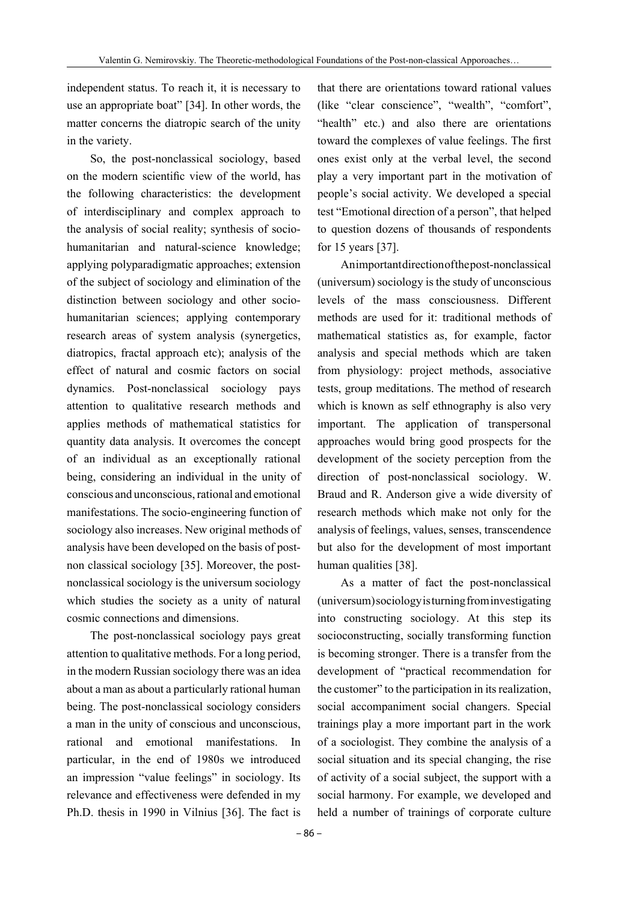independent status. To reach it, it is necessary to use an appropriate boat" [34]. In other words, the matter concerns the diatropic search of the unity in the variety.

So, the post-nonclassical sociology, based on the modern scientific view of the world, has the following characteristics: the development of interdisciplinary and complex approach to the analysis of social reality; synthesis of socio-humanitarian and natural-science knowledge; applying polyparadigmatic approaches; extension of the subject of sociology and elimination of the distinction between sociology and other socio-humanitarian sciences; applying contemporary research areas of system analysis (synergetics, diatropics, fractal approach etc); analysis of the effect of natural and cosmic factors on social dynamics. Post-nonclassical sociology pays attention to qualitative research methods and applies methods of mathematical statistics for quantity data analysis. It overcomes the concept of an individual as an exceptionally rational being, considering an individual in the unity of conscious and unconscious, rational and emotional manifestations. The socio-engineering function of sociology also increases. New original methods of analysis have been developed on the basis of post-non classical sociology [35]. Moreover, the post-nonclassical sociology is the universum sociology which studies the society as a unity of natural cosmic connections and dimensions.

The post-nonclassical sociology pays great attention to qualitative methods. For a long period, in the modern Russian sociology there was an idea about a man as about a particularly rational human being. The post-nonclassical sociology considers a man in the unity of conscious and unconscious, rational and emotional manifestations. In particular, in the end of 1980s we introduced an impression "value feelings" in sociology. Its relevance and effectiveness were defended in my Ph.D. thesis in 1990 in Vilnius [36]. The fact is that there are orientations toward rational values (like "clear conscience", "wealth", "comfort", "health" etc.) and also there are orientations toward the complexes of value feelings. The first ones exist only at the verbal level, the second play a very important part in the motivation of people's social activity. We developed a special test "Emotional direction of a person", that helped to question dozens of thousands of respondents for 15 years [37].

An important direction of the post-nonclassical (universum) sociology is the study of unconscious levels of the mass consciousness. Different methods are used for it: traditional methods of mathematical statistics as, for example, factor analysis and special methods which are taken from physiology: project methods, associative tests, group meditations. The method of research which is known as self ethnography is also very important. The application of transpersonal approaches would bring good prospects for the development of the society perception from the direction of post-nonclassical sociology. W. Braud and R. Anderson give a wide diversity of research methods which make not only for the analysis of feelings, values, senses, transcendence but also for the development of most important human qualities [38].

As a matter of fact the post-nonclassical (universum) sociology is turning from investigating into constructing sociology. At this step its socioconstructing, socially transforming function is becoming stronger. There is a transfer from the development of "practical recommendation for the customer" to the participation in its realization, social accompaniment social changers. Special trainings play a more important part in the work of a sociologist. They combine the analysis of a social situation and its special changing, the rise of activity of a social subject, the support with a social harmony. For example, we developed and held a number of trainings of corporate culture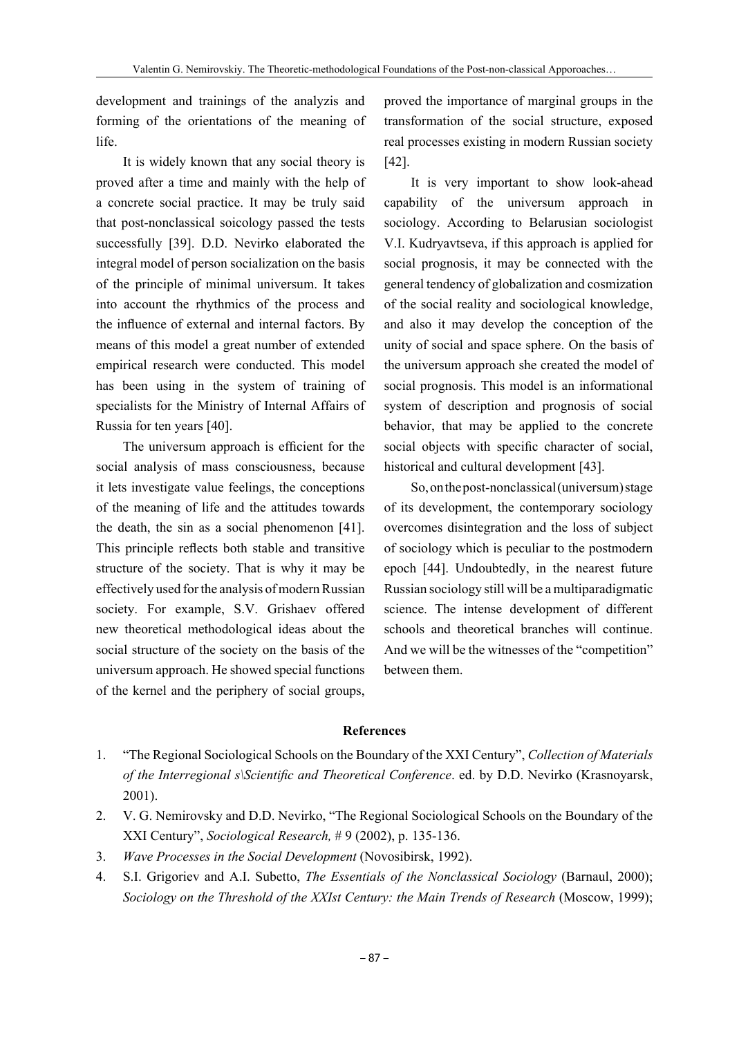development and trainings of the analyzis and forming of the orientations of the meaning of life.

It is widely known that any social theory is proved after a time and mainly with the help of a concrete social practice. It may be truly said that post-nonclassical soicology passed the tests successfully [39]. D.D. Nevirko elaborated the integral model of person socialization on the basis of the principle of minimal universum. It takes into account the rhythmics of the process and the influence of external and internal factors. By means of this model a great number of extended empirical research were conducted. This model has been using in the system of training of specialists for the Ministry of Internal Affairs of Russia for ten years [40].

The universum approach is efficient for the social analysis of mass consciousness, because it lets investigate value feelings, the conceptions of the meaning of life and the attitudes towards the death, the sin as a social phenomenon [41]. This principle reflects both stable and transitive structure of the society. That is why it may be effectively used for the analysis of modern Russian society. For example, S.V. Grishaev offered new theoretical methodological ideas about the social structure of the society on the basis of the universum approach. He showed special functions of the kernel and the periphery of social groups, proved the importance of marginal groups in the transformation of the social structure, exposed real processes existing in modern Russian society [42].

It is very important to show look-ahead capability of the universum approach in sociology. According to Belarusian sociologist V.I. Kudryavtseva, if this approach is applied for social prognosis, it may be connected with the general tendency of globalization and cosmization of the social reality and sociological knowledge, and also it may develop the conception of the unity of social and space sphere. On the basis of the universum approach she created the model of social prognosis. This model is an informational system of description and prognosis of social behavior, that may be applied to the concrete social objects with specific character of social, historical and cultural development [43].

So, on the post-nonclassical (universum) stage of its development, the contemporary sociology overcomes disintegration and the loss of subject of sociology which is peculiar to the postmodern epoch [44]. Undoubtedly, in the nearest future Russian sociology still will be a multiparadigmatic science. The intense development of different schools and theoretical branches will continue. And we will be the witnesses of the "competition" between them.

## References

1. "The Regional Sociological Schools on the Boundary of the XXI Century", *Collection of Materials of the Interregional s\Scientific and Theoretical Conference*. ed. by D.D. Nevirko (Krasnoyarsk, 2001).
2. V. G. Nemirovsky and D.D. Nevirko, "The Regional Sociological Schools on the Boundary of the XXI Century", *Sociological Research,* # 9 (2002), p. 135-136.
3. *Wave Processes in the Social Development* (Novosibirsk, 1992).
4. S.I. Grigoriev and A.I. Subetto, *The Essentials of the Nonclassical Sociology* (Barnaul, 2000); *Sociology on the Threshold of the XXIst Century: the Main Trends of Research* (Moscow, 1999);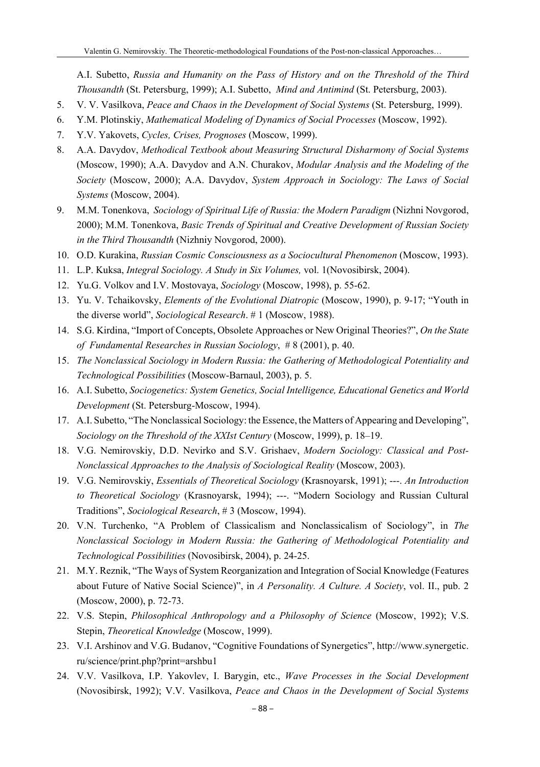A.I. Subetto, *Russia and Humanity on the Pass of History and on the Threshold of the Third Thousandth* (St. Petersburg, 1999); A.I. Subetto, *Mind and Antimind* (St. Petersburg, 2003).

5. V. V. Vasilkova, *Peace and Chaos in the Development of Social Systems* (St. Petersburg, 1999).
6. Y.M. Plotinskiy, *Mathematical Modeling of Dynamics of Social Processes* (Moscow, 1992).
7. Y.V. Yakovets, *Cycles, Crises, Prognoses* (Moscow, 1999).
8. A.A. Davydov, *Methodical Textbook about Measuring Structural Disharmony of Social Systems* (Moscow, 1990); A.A. Davydov and A.N. Churakov, *Modular Analysis and the Modeling of the Society* (Moscow, 2000); A.A. Davydov, *System Approach in Sociology: The Laws of Social Systems* (Moscow, 2004).
9. M.M. Tonenkova, *Sociology of Spiritual Life of Russia: the Modern Paradigm* (Nizhni Novgorod, 2000); M.M. Tonenkova, *Basic Trends of Spiritual and Creative Development of Russian Society in the Third Thousandth* (Nizhniy Novgorod, 2000).
10. O.D. Kurakina, *Russian Cosmic Consciousness as a Sociocultural Phenomenon* (Moscow, 1993).
11. L.P. Kuksa, *Integral Sociology. A Study in Six Volumes,* vol. 1(Novosibirsk, 2004).
12. Yu.G. Volkov and I.V. Mostovaya, *Sociology* (Moscow, 1998), p. 55-62.
13. Yu. V. Tchaikovsky, *Elements of the Evolutional Diatropic* (Moscow, 1990), p. 9-17; "Youth in the diverse world", *Sociological Research*. # 1 (Moscow, 1988).
14. S.G. Kirdina, "Import of Concepts, Obsolete Approaches or New Original Theories?", *On the State of Fundamental Researches in Russian Sociology*, # 8 (2001), p. 40.
15. *The Nonclassical Sociology in Modern Russia: the Gathering of Methodological Potentiality and Technological Possibilities* (Moscow-Barnaul, 2003), p. 5.
16. A.I. Subetto, *Sociogenetics: System Genetics, Social Intelligence, Educational Genetics and World Development* (St. Petersburg-Moscow, 1994).
17. A.I. Subetto, "The Nonclassical Sociology: the Essence, the Matters of Appearing and Developing", *Sociology on the Threshold of the XXIst Century* (Moscow, 1999), p. 18–19.
18. V.G. Nemirovskiy, D.D. Nevirko and S.V. Grishaev, *Modern Sociology: Classical and Post-Nonclassical Approaches to the Analysis of Sociological Reality* (Moscow, 2003).
19. V.G. Nemirovskiy, *Essentials of Theoretical Sociology* (Krasnoyarsk, 1991); ---. *An Introduction to Theoretical Sociology* (Krasnoyarsk, 1994); ---. "Modern Sociology and Russian Cultural Traditions", *Sociological Research*, # 3 (Moscow, 1994).
20. V.N. Turchenko, "A Problem of Classicalism and Nonclassicalism of Sociology", in *The Nonclassical Sociology in Modern Russia: the Gathering of Methodological Potentiality and Technological Possibilities* (Novosibirsk, 2004), p. 24-25.
21. M.Y. Reznik, "The Ways of System Reorganization and Integration of Social Knowledge (Features about Future of Native Social Science)", in *A Personality. A Culture. A Society*, vol. II., pub. 2 (Moscow, 2000), p. 72-73.
22. V.S. Stepin, *Philosophical Anthropology and a Philosophy of Science* (Moscow, 1992); V.S. Stepin, *Theoretical Knowledge* (Moscow, 1999).
23. V.I. Arshinov and V.G. Budanov, "Cognitive Foundations of Synergetics", http://www.synergetic.ru/science/print.php?print=arshbu1
24. V.V. Vasilkova, I.P. Yakovlev, I. Barygin, etc., *Wave Processes in the Social Development* (Novosibirsk, 1992); V.V. Vasilkova, *Peace and Chaos in the Development of Social Systems*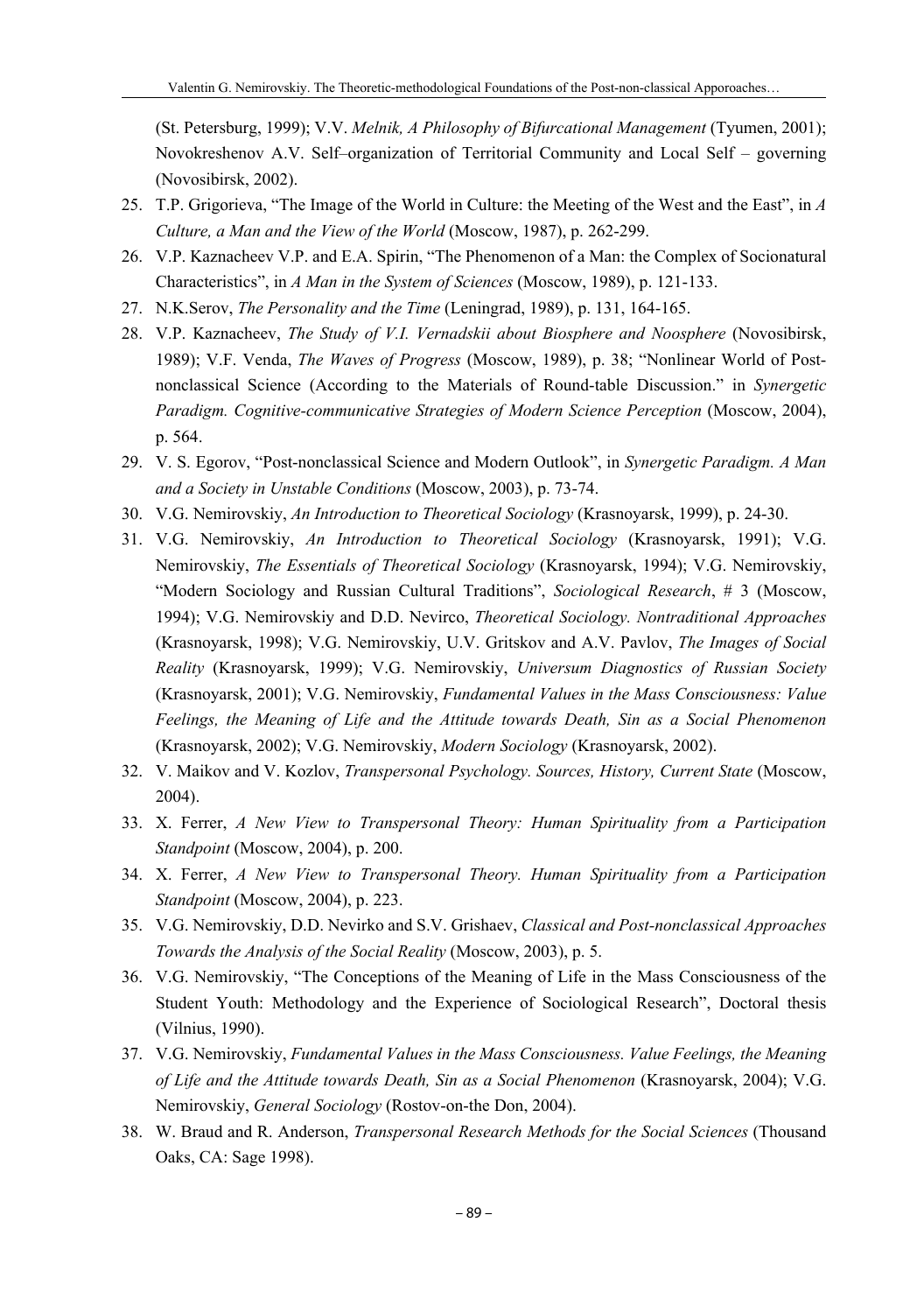(St. Petersburg, 1999); V.V. *Melnik, A Philosophy of Bifurcational Management* (Tyumen, 2001); Novokreshenov A.V. Self–organization of Territorial Community and Local Self – governing (Novosibirsk, 2002).

25. T.P. Grigorieva, "The Image of the World in Culture: the Meeting of the West and the East", in *A Culture, a Man and the View of the World* (Moscow, 1987), p. 262-299.
26. V.P. Kaznacheev V.P. and E.A. Spirin, "The Phenomenon of a Man: the Complex of Socionatural Characteristics", in *A Man in the System of Sciences* (Moscow, 1989), p. 121-133.
27. N.K.Serov, *The Personality and the Time* (Leningrad, 1989), p. 131, 164-165.
28. V.P. Kaznacheev, *The Study of V.I. Vernadskii about Biosphere and Noosphere* (Novosibirsk, 1989); V.F. Venda, *The Waves of Progress* (Moscow, 1989), p. 38; "Nonlinear World of Post-nonclassical Science (According to the Materials of Round-table Discussion." in *Synergetic Paradigm. Cognitive-communicative Strategies of Modern Science Perception* (Moscow, 2004), p. 564.
29. V. S. Egorov, "Post-nonclassical Science and Modern Outlook", in *Synergetic Paradigm. A Man and a Society in Unstable Conditions* (Moscow, 2003), p. 73-74.
30. V.G. Nemirovskiy, *An Introduction to Theoretical Sociology* (Krasnoyarsk, 1999), p. 24-30.
31. V.G. Nemirovskiy, *An Introduction to Theoretical Sociology* (Krasnoyarsk, 1991); V.G. Nemirovskiy, *The Essentials of Theoretical Sociology* (Krasnoyarsk, 1994); V.G. Nemirovskiy, "Modern Sociology and Russian Cultural Traditions", *Sociological Research*, # 3 (Moscow, 1994); V.G. Nemirovskiy and D.D. Nevirco, *Theoretical Sociology. Nontraditional Approaches* (Krasnoyarsk, 1998); V.G. Nemirovskiy, U.V. Gritskov and A.V. Pavlov, *The Images of Social Reality* (Krasnoyarsk, 1999); V.G. Nemirovskiy, *Universum Diagnostics of Russian Society* (Krasnoyarsk, 2001); V.G. Nemirovskiy, *Fundamental Values in the Mass Consciousness: Value Feelings, the Meaning of Life and the Attitude towards Death, Sin as a Social Phenomenon* (Krasnoyarsk, 2002); V.G. Nemirovskiy, *Modern Sociology* (Krasnoyarsk, 2002).
32. V. Maikov and V. Kozlov, *Transpersonal Psychology. Sources, History, Current State* (Moscow, 2004).
33. X. Ferrer, *A New View to Transpersonal Theory: Human Spirituality from a Participation Standpoint* (Moscow, 2004), p. 200.
34. X. Ferrer, *A New View to Transpersonal Theory. Human Spirituality from a Participation Standpoint* (Moscow, 2004), p. 223.
35. V.G. Nemirovskiy, D.D. Nevirko and S.V. Grishaev, *Classical and Post-nonclassical Approaches Towards the Analysis of the Social Reality* (Moscow, 2003), p. 5.
36. V.G. Nemirovskiy, "The Conceptions of the Meaning of Life in the Mass Consciousness of the Student Youth: Methodology and the Experience of Sociological Research", Doctoral thesis (Vilnius, 1990).
37. V.G. Nemirovskiy, *Fundamental Values in the Mass Consciousness. Value Feelings, the Meaning of Life and the Attitude towards Death, Sin as a Social Phenomenon* (Krasnoyarsk, 2004); V.G. Nemirovskiy, *General Sociology* (Rostov-on-the Don, 2004).
38. W. Braud and R. Anderson, *Transpersonal Research Methods for the Social Sciences* (Thousand Oaks, CA: Sage 1998).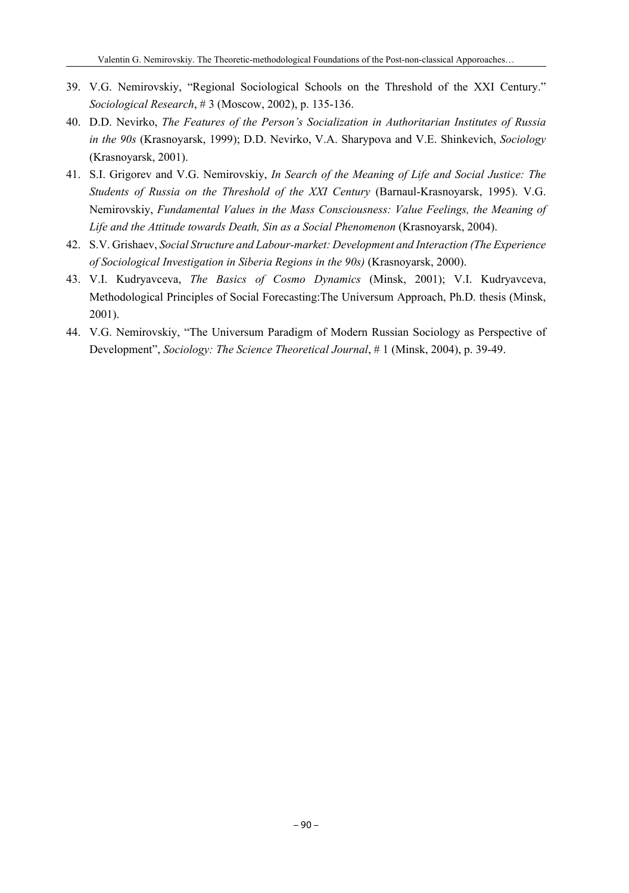39. V.G. Nemirovskiy, “Regional Sociological Schools on the Threshold of the XXI Century.” *Sociological Research*, # 3 (Moscow, 2002), p. 135-136.
40. D.D. Nevirko, *The Features of the Person’s Socialization in Authoritarian Institutes of Russia in the 90s* (Krasnoyarsk, 1999); D.D. Nevirko, V.A. Sharypova and V.E. Shinkevich, *Sociology* (Krasnoyarsk, 2001).
41. S.I. Grigorev and V.G. Nemirovskiy, *In Search of the Meaning of Life and Social Justice: The Students of Russia on the Threshold of the XXI Century* (Barnaul-Krasnoyarsk, 1995). V.G. Nemirovskiy, *Fundamental Values in the Mass Consciousness: Value Feelings, the Meaning of Life and the Attitude towards Death, Sin as a Social Phenomenon* (Krasnoyarsk, 2004).
42. S.V. Grishaev, *Social Structure and Labour-market: Development and Interaction (The Experience of Sociological Investigation in Siberia Regions in the 90s)* (Krasnoyarsk, 2000).
43. V.I. Kudryavceva, *The Basics of Cosmo Dynamics* (Minsk, 2001); V.I. Kudryavceva, Methodological Principles of Social Forecasting:The Universum Approach, Ph.D. thesis (Minsk, 2001).
44. V.G. Nemirovskiy, “The Universum Paradigm of Modern Russian Sociology as Perspective of Development”, *Sociology: The Science Theoretical Journal*, # 1 (Minsk, 2004), p. 39-49.